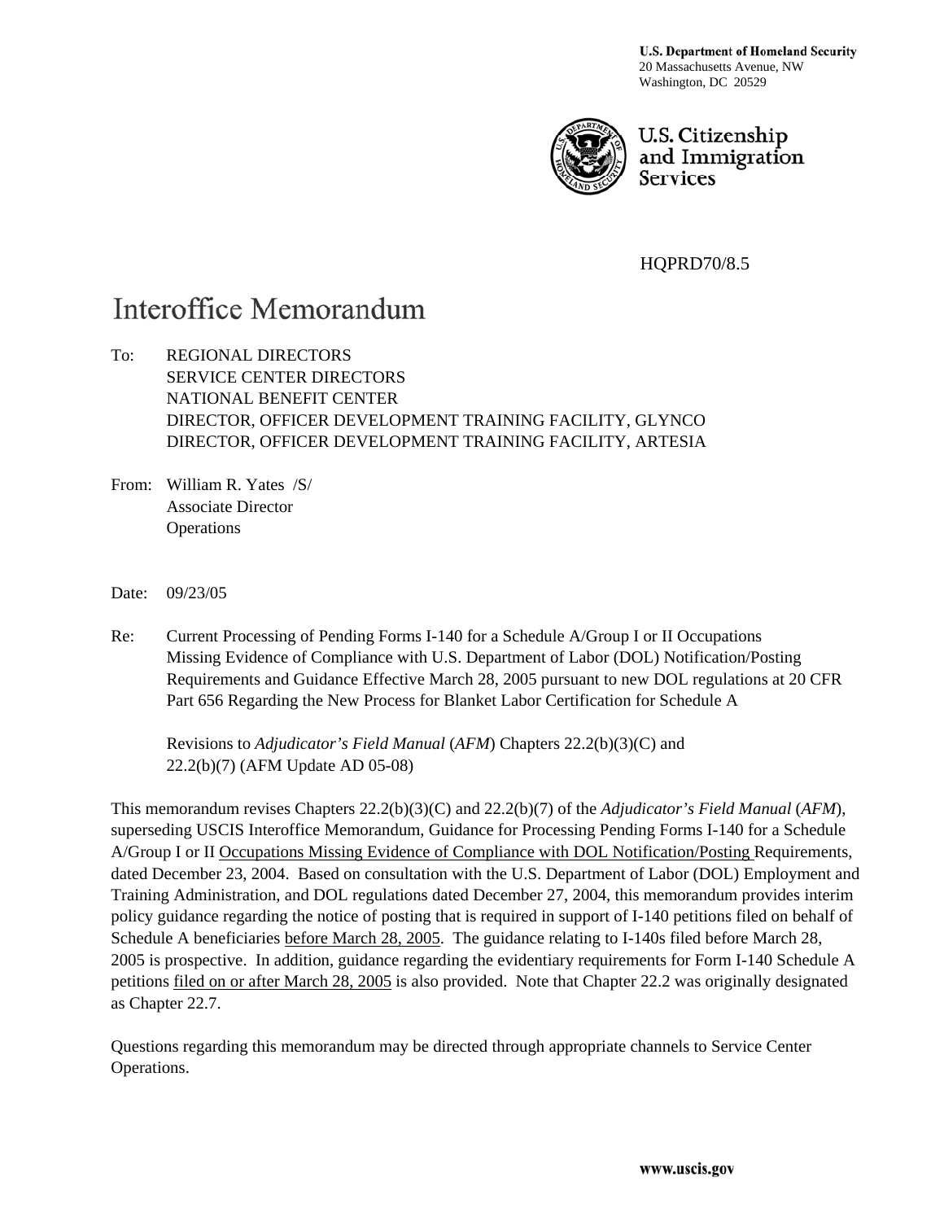**U.S. Department of Homeland Security**
20 Massachusetts Avenue, NW
Washington, DC 20529

U.S. Citizenship and Immigration Services

HQPRD70/8.5

# Interoffice Memorandum

To: REGIONAL DIRECTORS
SERVICE CENTER DIRECTORS
NATIONAL BENEFIT CENTER
DIRECTOR, OFFICER DEVELOPMENT TRAINING FACILITY, GLYNCO
DIRECTOR, OFFICER DEVELOPMENT TRAINING FACILITY, ARTESIA

From: William R. Yates /S/
Associate Director
Operations

Date: 09/23/05

Re: Current Processing of Pending Forms I-140 for a Schedule A/Group I or II Occupations Missing Evidence of Compliance with U.S. Department of Labor (DOL) Notification/Posting Requirements and Guidance Effective March 28, 2005 pursuant to new DOL regulations at 20 CFR Part 656 Regarding the New Process for Blanket Labor Certification for Schedule A

Revisions to *Adjudicator's Field Manual* (*AFM*) Chapters 22.2(b)(3)(C) and 22.2(b)(7) (AFM Update AD 05-08)

This memorandum revises Chapters 22.2(b)(3)(C) and 22.2(b)(7) of the *Adjudicator's Field Manual* (*AFM*), superseding USCIS Interoffice Memorandum, Guidance for Processing Pending Forms I-140 for a Schedule A/Group I or II <u>Occupations Missing Evidence of Compliance with DOL Notification/Posting</u> Requirements, dated December 23, 2004. Based on consultation with the U.S. Department of Labor (DOL) Employment and Training Administration, and DOL regulations dated December 27, 2004, this memorandum provides interim policy guidance regarding the notice of posting that is required in support of I-140 petitions filed on behalf of Schedule A beneficiaries <u>before March 28, 2005</u>. The guidance relating to I-140s filed before March 28, 2005 is prospective. In addition, guidance regarding the evidentiary requirements for Form I-140 Schedule A petitions <u>filed on or after March 28, 2005</u> is also provided. Note that Chapter 22.2 was originally designated as Chapter 22.7.

Questions regarding this memorandum may be directed through appropriate channels to Service Center Operations.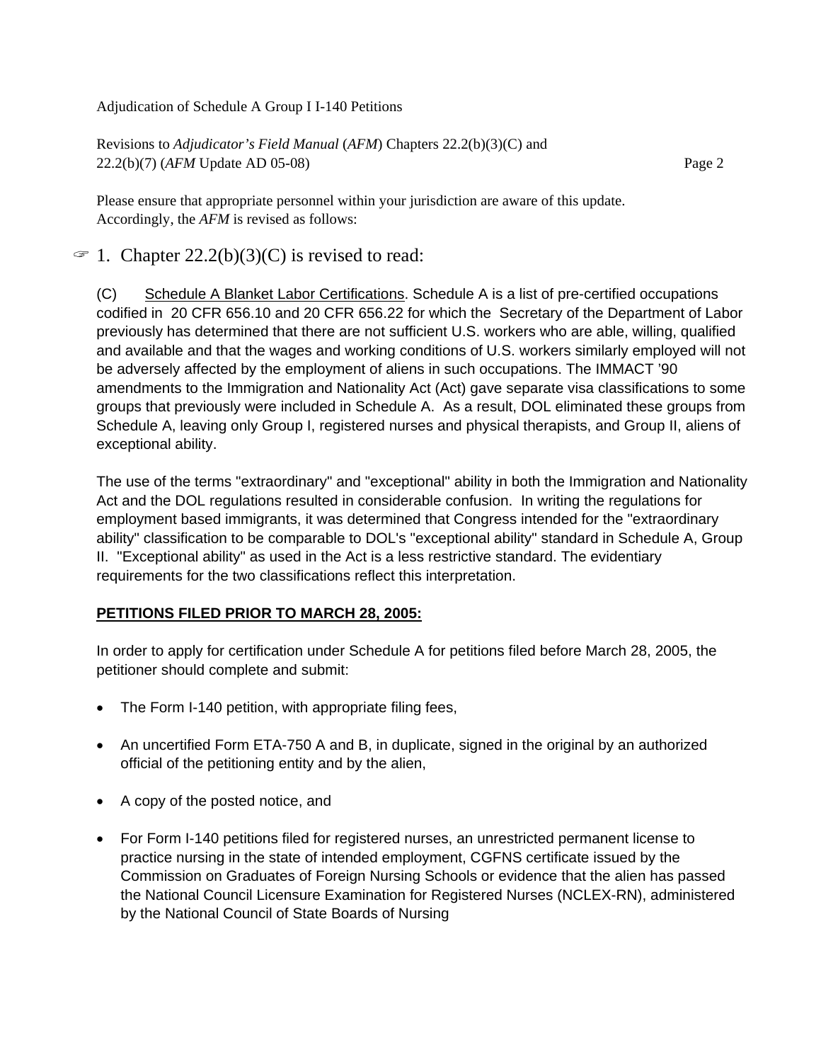Please ensure that appropriate personnel within your jurisdiction are aware of this update. Accordingly, the *AFM* is revised as follows:

## ☞ 1. Chapter 22.2(b)(3)(C) is revised to read:

(C) Schedule A Blanket Labor Certifications. Schedule A is a list of pre-certified occupations codified in 20 CFR 656.10 and 20 CFR 656.22 for which the Secretary of the Department of Labor previously has determined that there are not sufficient U.S. workers who are able, willing, qualified and available and that the wages and working conditions of U.S. workers similarly employed will not be adversely affected by the employment of aliens in such occupations. The IMMACT '90 amendments to the Immigration and Nationality Act (Act) gave separate visa classifications to some groups that previously were included in Schedule A. As a result, DOL eliminated these groups from Schedule A, leaving only Group I, registered nurses and physical therapists, and Group II, aliens of exceptional ability.

The use of the terms "extraordinary" and "exceptional" ability in both the Immigration and Nationality Act and the DOL regulations resulted in considerable confusion. In writing the regulations for employment based immigrants, it was determined that Congress intended for the "extraordinary ability" classification to be comparable to DOL's "exceptional ability" standard in Schedule A, Group II. "Exceptional ability" as used in the Act is a less restrictive standard. The evidentiary requirements for the two classifications reflect this interpretation.

**PETITIONS FILED PRIOR TO MARCH 28, 2005:**

In order to apply for certification under Schedule A for petitions filed before March 28, 2005, the petitioner should complete and submit:

- The Form I-140 petition, with appropriate filing fees,
- An uncertified Form ETA-750 A and B, in duplicate, signed in the original by an authorized official of the petitioning entity and by the alien,
- A copy of the posted notice, and
- For Form I-140 petitions filed for registered nurses, an unrestricted permanent license to practice nursing in the state of intended employment, CGFNS certificate issued by the Commission on Graduates of Foreign Nursing Schools or evidence that the alien has passed the National Council Licensure Examination for Registered Nurses (NCLEX-RN), administered by the National Council of State Boards of Nursing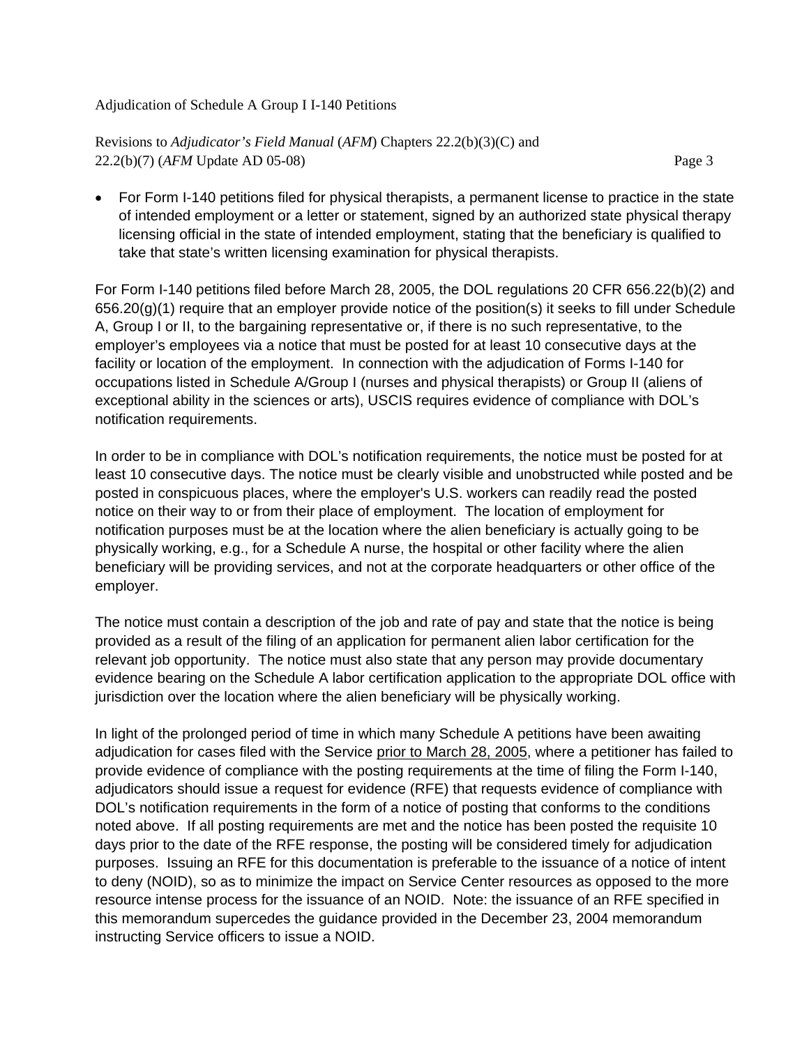- For Form I-140 petitions filed for physical therapists, a permanent license to practice in the state of intended employment or a letter or statement, signed by an authorized state physical therapy licensing official in the state of intended employment, stating that the beneficiary is qualified to take that state's written licensing examination for physical therapists.

For Form I-140 petitions filed before March 28, 2005, the DOL regulations 20 CFR 656.22(b)(2) and 656.20(g)(1) require that an employer provide notice of the position(s) it seeks to fill under Schedule A, Group I or II, to the bargaining representative or, if there is no such representative, to the employer's employees via a notice that must be posted for at least 10 consecutive days at the facility or location of the employment. In connection with the adjudication of Forms I-140 for occupations listed in Schedule A/Group I (nurses and physical therapists) or Group II (aliens of exceptional ability in the sciences or arts), USCIS requires evidence of compliance with DOL's notification requirements.

In order to be in compliance with DOL's notification requirements, the notice must be posted for at least 10 consecutive days. The notice must be clearly visible and unobstructed while posted and be posted in conspicuous places, where the employer's U.S. workers can readily read the posted notice on their way to or from their place of employment. The location of employment for notification purposes must be at the location where the alien beneficiary is actually going to be physically working, e.g., for a Schedule A nurse, the hospital or other facility where the alien beneficiary will be providing services, and not at the corporate headquarters or other office of the employer.

The notice must contain a description of the job and rate of pay and state that the notice is being provided as a result of the filing of an application for permanent alien labor certification for the relevant job opportunity. The notice must also state that any person may provide documentary evidence bearing on the Schedule A labor certification application to the appropriate DOL office with jurisdiction over the location where the alien beneficiary will be physically working.

In light of the prolonged period of time in which many Schedule A petitions have been awaiting adjudication for cases filed with the Service <u>prior to March 28, 2005</u>, where a petitioner has failed to provide evidence of compliance with the posting requirements at the time of filing the Form I-140, adjudicators should issue a request for evidence (RFE) that requests evidence of compliance with DOL's notification requirements in the form of a notice of posting that conforms to the conditions noted above. If all posting requirements are met and the notice has been posted the requisite 10 days prior to the date of the RFE response, the posting will be considered timely for adjudication purposes. Issuing an RFE for this documentation is preferable to the issuance of a notice of intent to deny (NOID), so as to minimize the impact on Service Center resources as opposed to the more resource intense process for the issuance of an NOID. Note: the issuance of an RFE specified in this memorandum supercedes the guidance provided in the December 23, 2004 memorandum instructing Service officers to issue a NOID.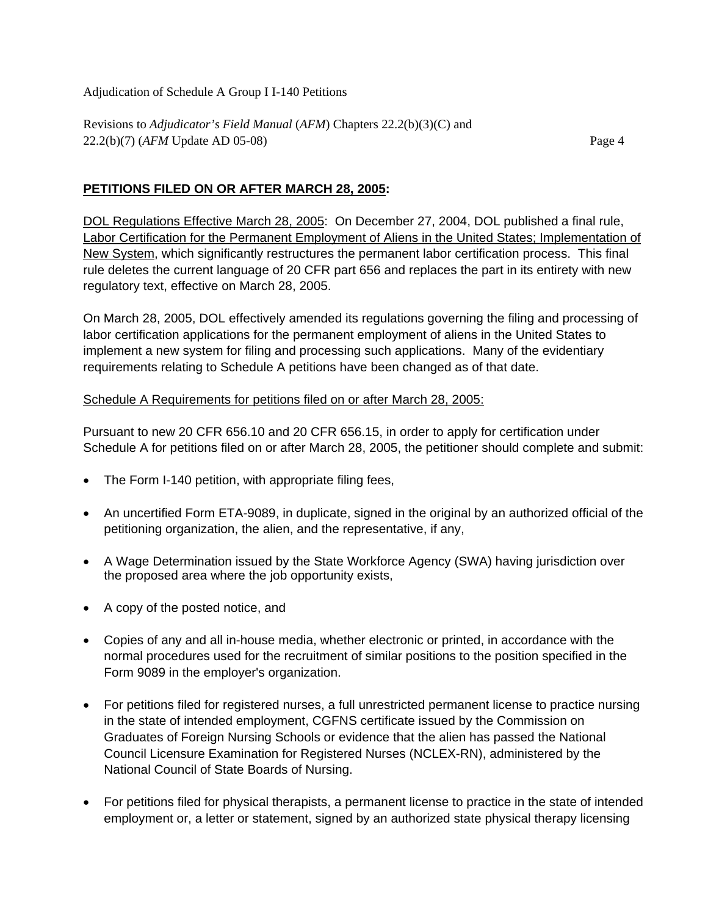**PETITIONS FILED ON OR AFTER MARCH 28, 2005:**

DOL Regulations Effective March 28, 2005: On December 27, 2004, DOL published a final rule, Labor Certification for the Permanent Employment of Aliens in the United States; Implementation of New System, which significantly restructures the permanent labor certification process. This final rule deletes the current language of 20 CFR part 656 and replaces the part in its entirety with new regulatory text, effective on March 28, 2005.

On March 28, 2005, DOL effectively amended its regulations governing the filing and processing of labor certification applications for the permanent employment of aliens in the United States to implement a new system for filing and processing such applications. Many of the evidentiary requirements relating to Schedule A petitions have been changed as of that date.

Schedule A Requirements for petitions filed on or after March 28, 2005:

Pursuant to new 20 CFR 656.10 and 20 CFR 656.15, in order to apply for certification under Schedule A for petitions filed on or after March 28, 2005, the petitioner should complete and submit:

- The Form I-140 petition, with appropriate filing fees,
- An uncertified Form ETA-9089, in duplicate, signed in the original by an authorized official of the petitioning organization, the alien, and the representative, if any,
- A Wage Determination issued by the State Workforce Agency (SWA) having jurisdiction over the proposed area where the job opportunity exists,
- A copy of the posted notice, and
- Copies of any and all in-house media, whether electronic or printed, in accordance with the normal procedures used for the recruitment of similar positions to the position specified in the Form 9089 in the employer's organization.
- For petitions filed for registered nurses, a full unrestricted permanent license to practice nursing in the state of intended employment, CGFNS certificate issued by the Commission on Graduates of Foreign Nursing Schools or evidence that the alien has passed the National Council Licensure Examination for Registered Nurses (NCLEX-RN), administered by the National Council of State Boards of Nursing.
- For petitions filed for physical therapists, a permanent license to practice in the state of intended employment or, a letter or statement, signed by an authorized state physical therapy licensing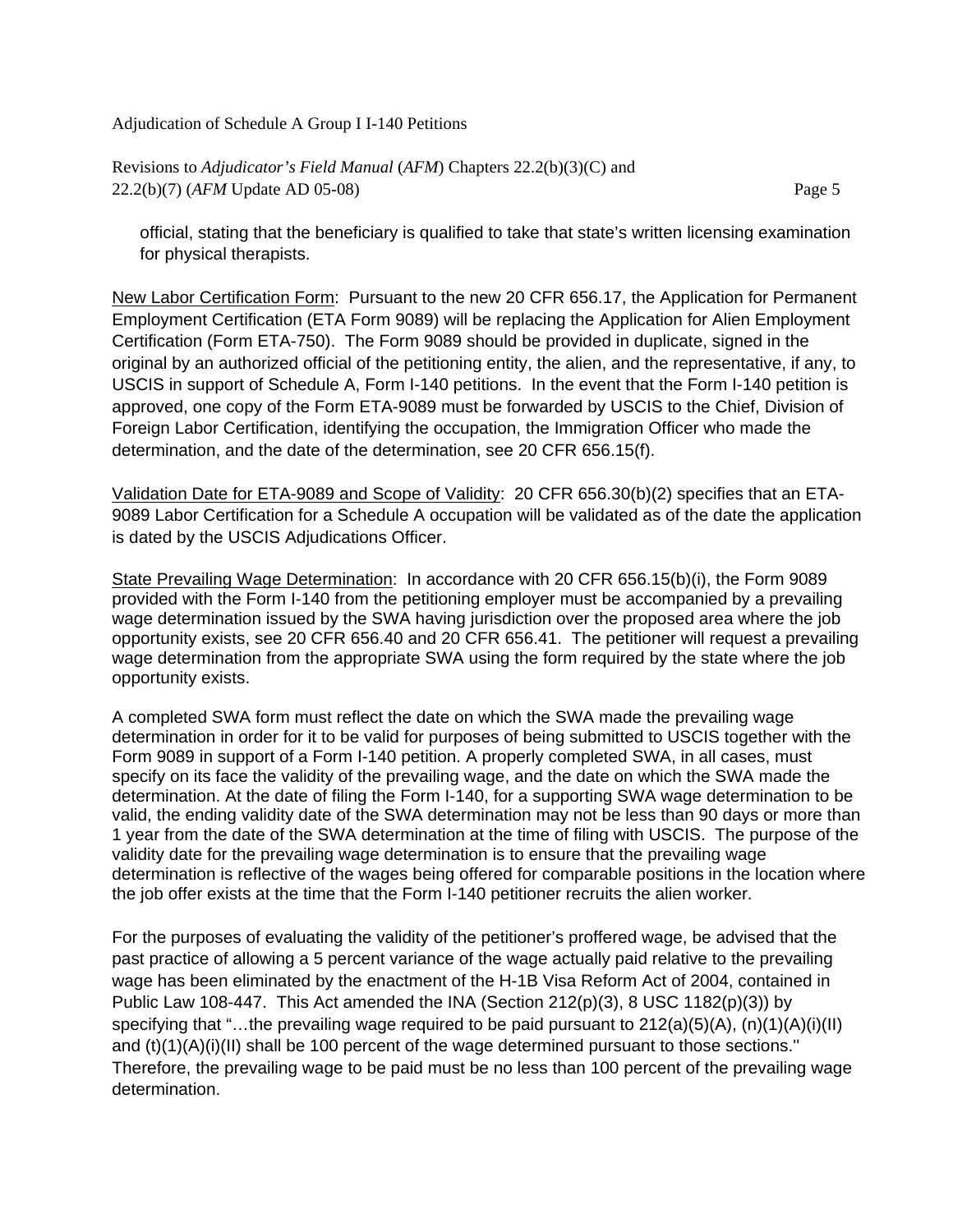official, stating that the beneficiary is qualified to take that state's written licensing examination for physical therapists.

New Labor Certification Form: Pursuant to the new 20 CFR 656.17, the Application for Permanent Employment Certification (ETA Form 9089) will be replacing the Application for Alien Employment Certification (Form ETA-750). The Form 9089 should be provided in duplicate, signed in the original by an authorized official of the petitioning entity, the alien, and the representative, if any, to USCIS in support of Schedule A, Form I-140 petitions. In the event that the Form I-140 petition is approved, one copy of the Form ETA-9089 must be forwarded by USCIS to the Chief, Division of Foreign Labor Certification, identifying the occupation, the Immigration Officer who made the determination, and the date of the determination, see 20 CFR 656.15(f).

Validation Date for ETA-9089 and Scope of Validity: 20 CFR 656.30(b)(2) specifies that an ETA-9089 Labor Certification for a Schedule A occupation will be validated as of the date the application is dated by the USCIS Adjudications Officer.

State Prevailing Wage Determination: In accordance with 20 CFR 656.15(b)(i), the Form 9089 provided with the Form I-140 from the petitioning employer must be accompanied by a prevailing wage determination issued by the SWA having jurisdiction over the proposed area where the job opportunity exists, see 20 CFR 656.40 and 20 CFR 656.41. The petitioner will request a prevailing wage determination from the appropriate SWA using the form required by the state where the job opportunity exists.

A completed SWA form must reflect the date on which the SWA made the prevailing wage determination in order for it to be valid for purposes of being submitted to USCIS together with the Form 9089 in support of a Form I-140 petition. A properly completed SWA, in all cases, must specify on its face the validity of the prevailing wage, and the date on which the SWA made the determination. At the date of filing the Form I-140, for a supporting SWA wage determination to be valid, the ending validity date of the SWA determination may not be less than 90 days or more than 1 year from the date of the SWA determination at the time of filing with USCIS. The purpose of the validity date for the prevailing wage determination is to ensure that the prevailing wage determination is reflective of the wages being offered for comparable positions in the location where the job offer exists at the time that the Form I-140 petitioner recruits the alien worker.

For the purposes of evaluating the validity of the petitioner's proffered wage, be advised that the past practice of allowing a 5 percent variance of the wage actually paid relative to the prevailing wage has been eliminated by the enactment of the H-1B Visa Reform Act of 2004, contained in Public Law 108-447. This Act amended the INA (Section 212(p)(3), 8 USC 1182(p)(3)) by specifying that "…the prevailing wage required to be paid pursuant to 212(a)(5)(A), (n)(1)(A)(i)(II) and (t)(1)(A)(i)(II) shall be 100 percent of the wage determined pursuant to those sections." Therefore, the prevailing wage to be paid must be no less than 100 percent of the prevailing wage determination.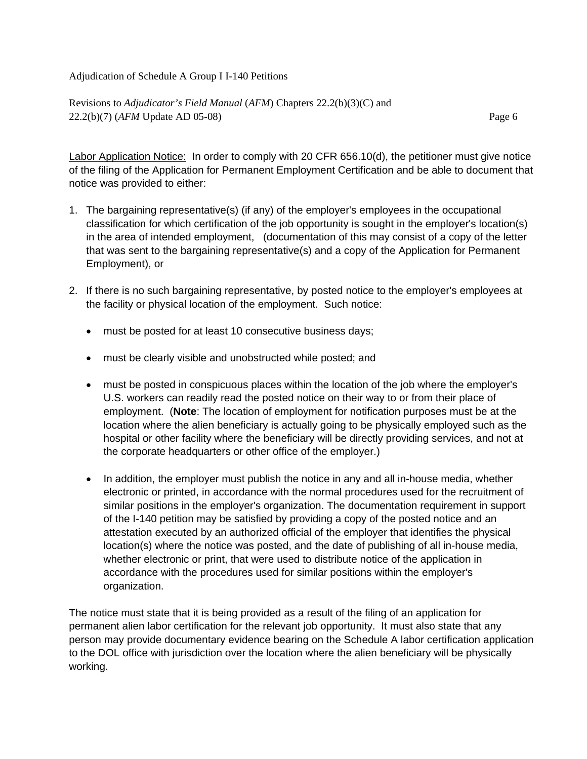<u>Labor Application Notice:</u>  In order to comply with 20 CFR 656.10(d), the petitioner must give notice of the filing of the Application for Permanent Employment Certification and be able to document that notice was provided to either:

1. The bargaining representative(s) (if any) of the employer's employees in the occupational classification for which certification of the job opportunity is sought in the employer's location(s) in the area of intended employment,   (documentation of this may consist of a copy of the letter that was sent to the bargaining representative(s) and a copy of the Application for Permanent Employment), or

2. If there is no such bargaining representative, by posted notice to the employer's employees at the facility or physical location of the employment.  Such notice:

    - must be posted for at least 10 consecutive business days;

    - must be clearly visible and unobstructed while posted; and

    - must be posted in conspicuous places within the location of the job where the employer's U.S. workers can readily read the posted notice on their way to or from their place of employment.  (**Note**: The location of employment for notification purposes must be at the location where the alien beneficiary is actually going to be physically employed such as the hospital or other facility where the beneficiary will be directly providing services, and not at the corporate headquarters or other office of the employer.)

    - In addition, the employer must publish the notice in any and all in-house media, whether electronic or printed, in accordance with the normal procedures used for the recruitment of similar positions in the employer's organization. The documentation requirement in support of the I-140 petition may be satisfied by providing a copy of the posted notice and an attestation executed by an authorized official of the employer that identifies the physical location(s) where the notice was posted, and the date of publishing of all in-house media, whether electronic or print, that were used to distribute notice of the application in accordance with the procedures used for similar positions within the employer's organization.

The notice must state that it is being provided as a result of the filing of an application for permanent alien labor certification for the relevant job opportunity.  It must also state that any person may provide documentary evidence bearing on the Schedule A labor certification application to the DOL office with jurisdiction over the location where the alien beneficiary will be physically working.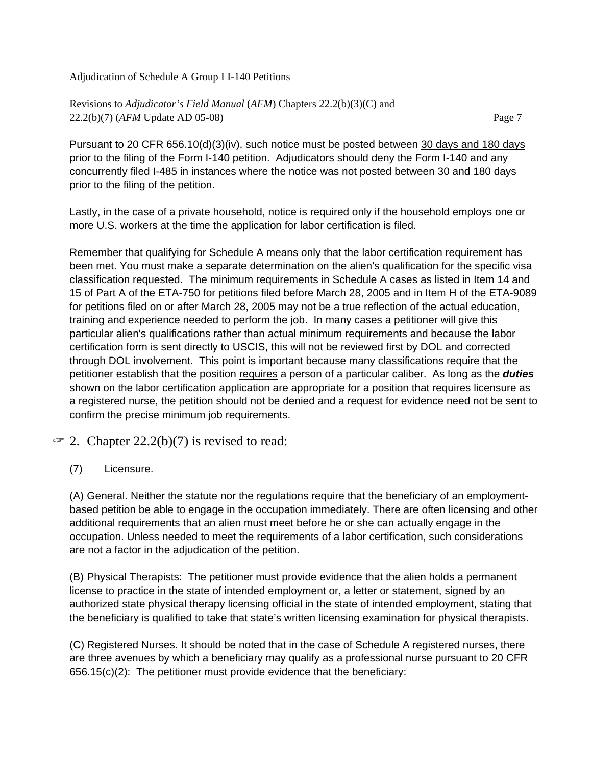Pursuant to 20 CFR 656.10(d)(3)(iv), such notice must be posted between 30 days and 180 days prior to the filing of the Form I-140 petition. Adjudicators should deny the Form I-140 and any concurrently filed I-485 in instances where the notice was not posted between 30 and 180 days prior to the filing of the petition.

Lastly, in the case of a private household, notice is required only if the household employs one or more U.S. workers at the time the application for labor certification is filed.

Remember that qualifying for Schedule A means only that the labor certification requirement has been met. You must make a separate determination on the alien's qualification for the specific visa classification requested. The minimum requirements in Schedule A cases as listed in Item 14 and 15 of Part A of the ETA-750 for petitions filed before March 28, 2005 and in Item H of the ETA-9089 for petitions filed on or after March 28, 2005 may not be a true reflection of the actual education, training and experience needed to perform the job. In many cases a petitioner will give this particular alien's qualifications rather than actual minimum requirements and because the labor certification form is sent directly to USCIS, this will not be reviewed first by DOL and corrected through DOL involvement. This point is important because many classifications require that the petitioner establish that the position requires a person of a particular caliber. As long as the ***duties*** shown on the labor certification application are appropriate for a position that requires licensure as a registered nurse, the petition should not be denied and a request for evidence need not be sent to confirm the precise minimum job requirements.

☞ 2. Chapter 22.2(b)(7) is revised to read:

(7) Licensure.

(A) General. Neither the statute nor the regulations require that the beneficiary of an employment-based petition be able to engage in the occupation immediately. There are often licensing and other additional requirements that an alien must meet before he or she can actually engage in the occupation. Unless needed to meet the requirements of a labor certification, such considerations are not a factor in the adjudication of the petition.

(B) Physical Therapists: The petitioner must provide evidence that the alien holds a permanent license to practice in the state of intended employment or, a letter or statement, signed by an authorized state physical therapy licensing official in the state of intended employment, stating that the beneficiary is qualified to take that state's written licensing examination for physical therapists.

(C) Registered Nurses. It should be noted that in the case of Schedule A registered nurses, there are three avenues by which a beneficiary may qualify as a professional nurse pursuant to 20 CFR 656.15(c)(2): The petitioner must provide evidence that the beneficiary: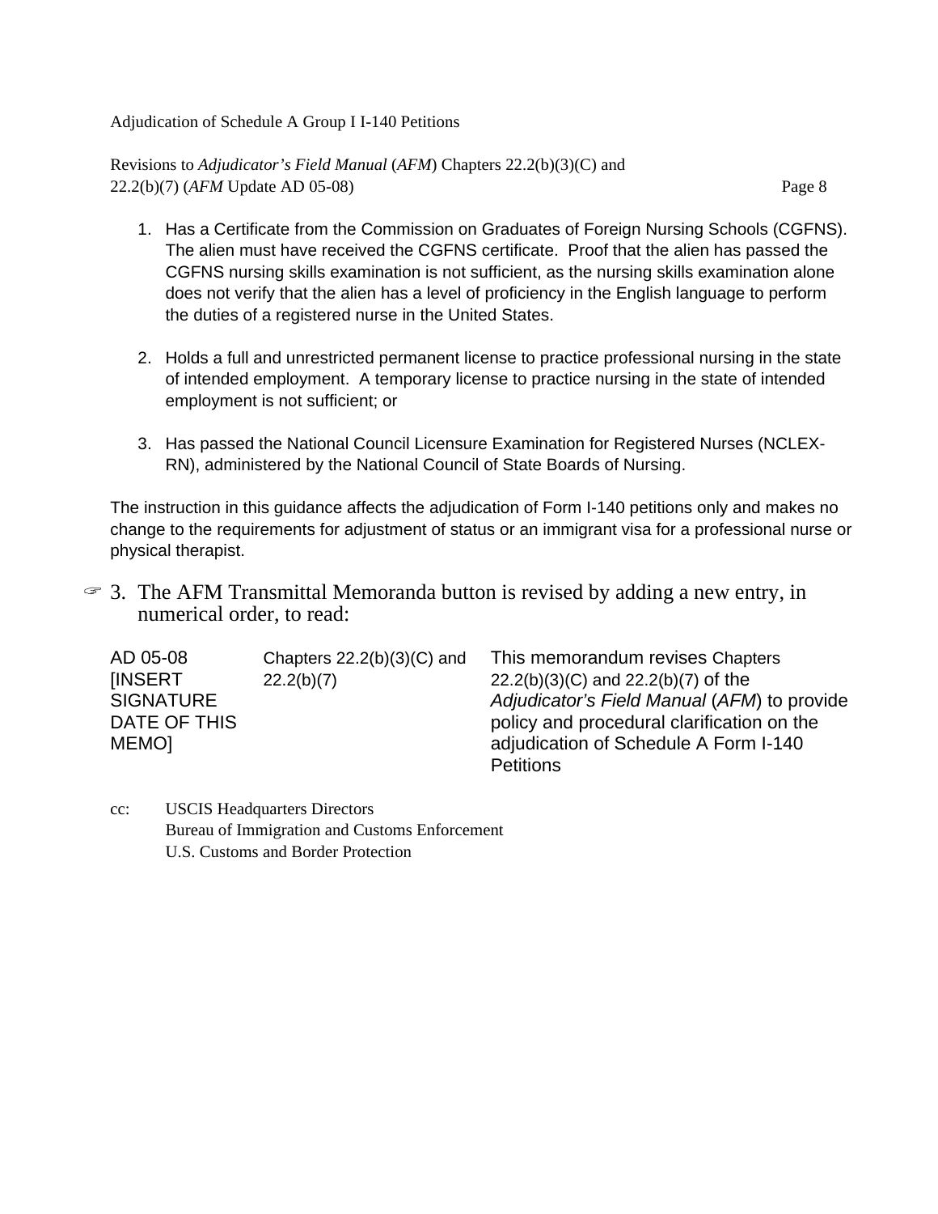1. Has a Certificate from the Commission on Graduates of Foreign Nursing Schools (CGFNS). The alien must have received the CGFNS certificate. Proof that the alien has passed the CGFNS nursing skills examination is not sufficient, as the nursing skills examination alone does not verify that the alien has a level of proficiency in the English language to perform the duties of a registered nurse in the United States.

2. Holds a full and unrestricted permanent license to practice professional nursing in the state of intended employment. A temporary license to practice nursing in the state of intended employment is not sufficient; or

3. Has passed the National Council Licensure Examination for Registered Nurses (NCLEX-RN), administered by the National Council of State Boards of Nursing.

The instruction in this guidance affects the adjudication of Form I-140 petitions only and makes no change to the requirements for adjustment of status or an immigrant visa for a professional nurse or physical therapist.

☞ 3. The AFM Transmittal Memoranda button is revised by adding a new entry, in numerical order, to read:

| | | |
|---|---|---|
| AD 05-08 [INSERT SIGNATURE DATE OF THIS MEMO] | Chapters 22.2(b)(3)(C) and 22.2(b)(7) | This memorandum revises Chapters 22.2(b)(3)(C) and 22.2(b)(7) of the *Adjudicator's Field Manual* (*AFM*) to provide policy and procedural clarification on the adjudication of Schedule A Form I-140 Petitions |

cc: USCIS Headquarters Directors
Bureau of Immigration and Customs Enforcement
U.S. Customs and Border Protection